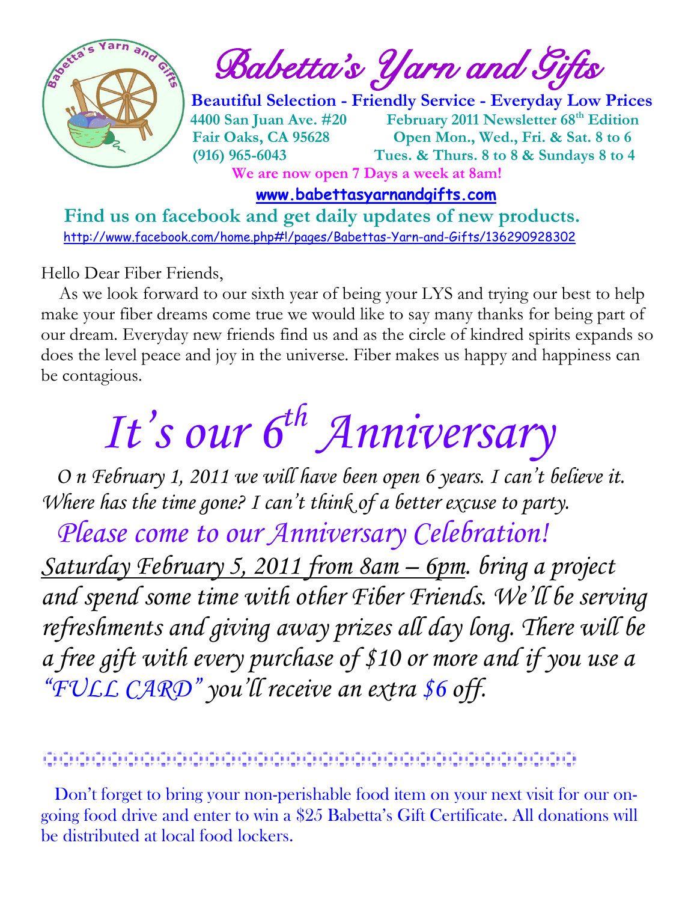# Babetta's Yarn and Gifts

**Beautiful Selection - Friendly Service - Everyday Low Prices**

**4400 San Juan Ave. #20**
**Fair Oaks, CA 95628**
**(916) 965-6043**

**February 2011 Newsletter 68th Edition**
**Open Mon., Wed., Fri. & Sat. 8 to 6**
**Tues. & Thurs. 8 to 8 & Sundays 8 to 4**

**We are now open 7 Days a week at 8am!**

**www.babettasyarnandgifts.com**

**Find us on facebook and get daily updates of new products.**

http://www.facebook.com/home.php#!/pages/Babettas-Yarn-and-Gifts/136290928302

Hello Dear Fiber Friends,

As we look forward to our sixth year of being your LYS and trying our best to help make your fiber dreams come true we would like to say many thanks for being part of our dream. Everyday new friends find us and as the circle of kindred spirits expands so does the level peace and joy in the universe. Fiber makes us happy and happiness can be contagious.

# *It's our 6th Anniversary*

*O n February 1, 2011 we will have been open 6 years. I can't believe it. Where has the time gone? I can't think of a better excuse to party.*

## *Please come to our Anniversary Celebration!*

*Saturday February 5, 2011 from 8am – 6pm. bring a project and spend some time with other Fiber Friends. We'll be serving refreshments and giving away prizes all day long. There will be a free gift with every purchase of $10 or more and if you use a "FULL CARD" you'll receive an extra $6 off.*

---

Don't forget to bring your non-perishable food item on your next visit for our on-going food drive and enter to win a $25 Babetta's Gift Certificate. All donations will be distributed at local food lockers.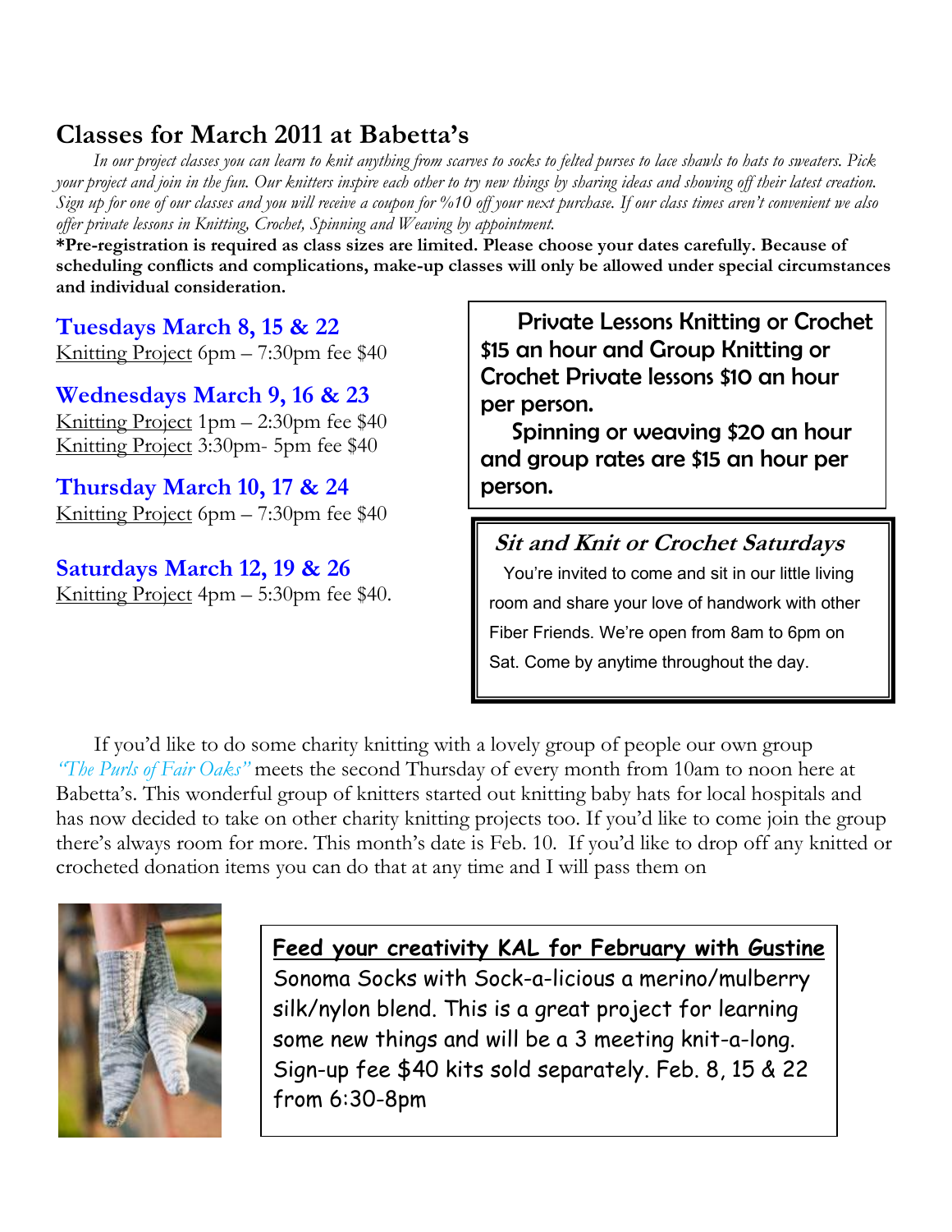## Classes for March 2011 at Babetta's

*In our project classes you can learn to knit anything from scarves to socks to felted purses to lace shawls to hats to sweaters. Pick your project and join in the fun. Our knitters inspire each other to try new things by sharing ideas and showing off their latest creation. Sign up for one of our classes and you will receive a coupon for %10 off your next purchase. If our class times aren't convenient we also offer private lessons in Knitting, Crochet, Spinning and Weaving by appointment.*

**\*Pre-registration is required as class sizes are limited. Please choose your dates carefully. Because of scheduling conflicts and complications, make-up classes will only be allowed under special circumstances and individual consideration.**

### Tuesdays March 8, 15 & 22

Knitting Project 6pm – 7:30pm fee $40

### Wednesdays March 9, 16 & 23

Knitting Project 1pm – 2:30pm fee $40

Knitting Project 3:30pm- 5pm fee $40

### Thursday March 10, 17 & 24

Knitting Project 6pm – 7:30pm fee $40

### Saturdays March 12, 19 & 26

Knitting Project 4pm – 5:30pm fee $40.

Private Lessons Knitting or Crochet $15 an hour and Group Knitting or Crochet Private lessons $10 an hour per person.

Spinning or weaving $20 an hour and group rates are $15 an hour per person.

### *Sit and Knit or Crochet Saturdays*

You're invited to come and sit in our little living room and share your love of handwork with other Fiber Friends. We're open from 8am to 6pm on Sat. Come by anytime throughout the day.

If you'd like to do some charity knitting with a lovely group of people our own group *"The Purls of Fair Oaks"* meets the second Thursday of every month from 10am to noon here at Babetta's. This wonderful group of knitters started out knitting baby hats for local hospitals and has now decided to take on other charity knitting projects too. If you'd like to come join the group there's always room for more. This month's date is Feb. 10. If you'd like to drop off any knitted or crocheted donation items you can do that at any time and I will pass them on

### Feed your creativity KAL for February with Gustine

Sonoma Socks with Sock-a-licious a merino/mulberry silk/nylon blend. This is a great project for learning some new things and will be a 3 meeting knit-a-long. Sign-up fee $40 kits sold separately. Feb. 8, 15 & 22 from 6:30-8pm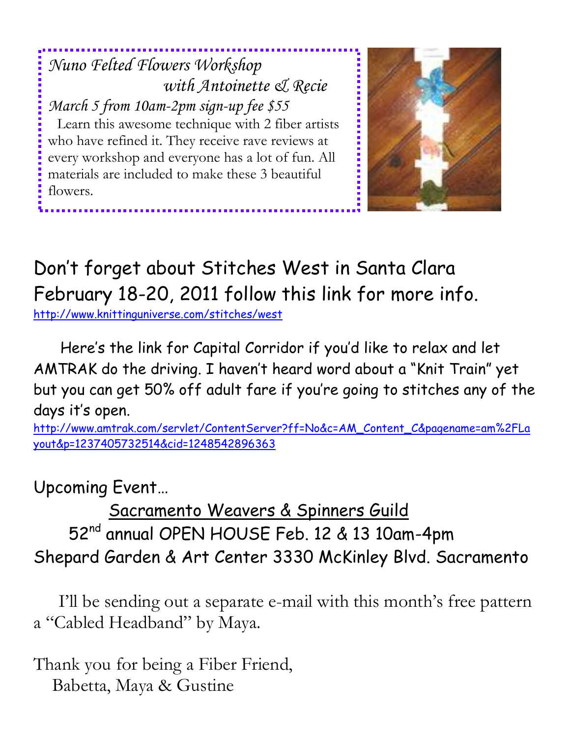*Nuno Felted Flowers Workshop*
*with Antoinette & Recie*
*March 5 from 10am-2pm sign-up fee $55*

Learn this awesome technique with 2 fiber artists who have refined it. They receive rave reviews at every workshop and everyone has a lot of fun. All materials are included to make these 3 beautiful flowers.

## Don't forget about Stitches West in Santa Clara February 18-20, 2011 follow this link for more info.

http://www.knittinguniverse.com/stitches/west

Here's the link for Capital Corridor if you'd like to relax and let AMTRAK do the driving. I haven't heard word about a "Knit Train" yet but you can get 50% off adult fare if you're going to stitches any of the days it's open.

http://www.amtrak.com/servlet/ContentServer?ff=No&c=AM_Content_C&pagename=am%2FLayout&p=1237405732514&cid=1248542896363

Upcoming Event…

Sacramento Weavers & Spinners Guild

52nd annual OPEN HOUSE Feb. 12 & 13 10am-4pm

Shepard Garden & Art Center 3330 McKinley Blvd. Sacramento

I'll be sending out a separate e-mail with this month's free pattern a "Cabled Headband" by Maya.

Thank you for being a Fiber Friend,
Babetta, Maya & Gustine